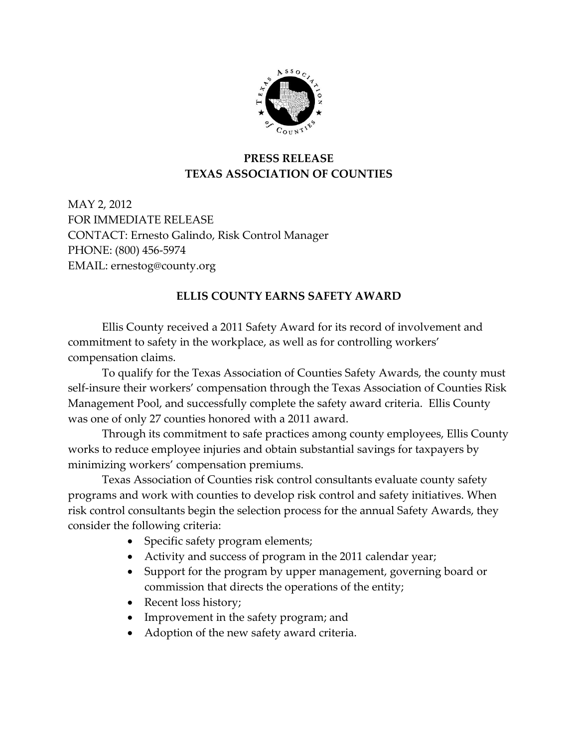**PRESS RELEASE**
**TEXAS ASSOCIATION OF COUNTIES**

MAY 2, 2012
FOR IMMEDIATE RELEASE
CONTACT: Ernesto Galindo, Risk Control Manager
PHONE: (800) 456-5974
EMAIL: ernestog@county.org

**ELLIS COUNTY EARNS SAFETY AWARD**

Ellis County received a 2011 Safety Award for its record of involvement and commitment to safety in the workplace, as well as for controlling workers' compensation claims.

To qualify for the Texas Association of Counties Safety Awards, the county must self-insure their workers' compensation through the Texas Association of Counties Risk Management Pool, and successfully complete the safety award criteria. Ellis County was one of only 27 counties honored with a 2011 award.

Through its commitment to safe practices among county employees, Ellis County works to reduce employee injuries and obtain substantial savings for taxpayers by minimizing workers' compensation premiums.

Texas Association of Counties risk control consultants evaluate county safety programs and work with counties to develop risk control and safety initiatives. When risk control consultants begin the selection process for the annual Safety Awards, they consider the following criteria:

- Specific safety program elements;
- Activity and success of program in the 2011 calendar year;
- Support for the program by upper management, governing board or commission that directs the operations of the entity;
- Recent loss history;
- Improvement in the safety program; and
- Adoption of the new safety award criteria.